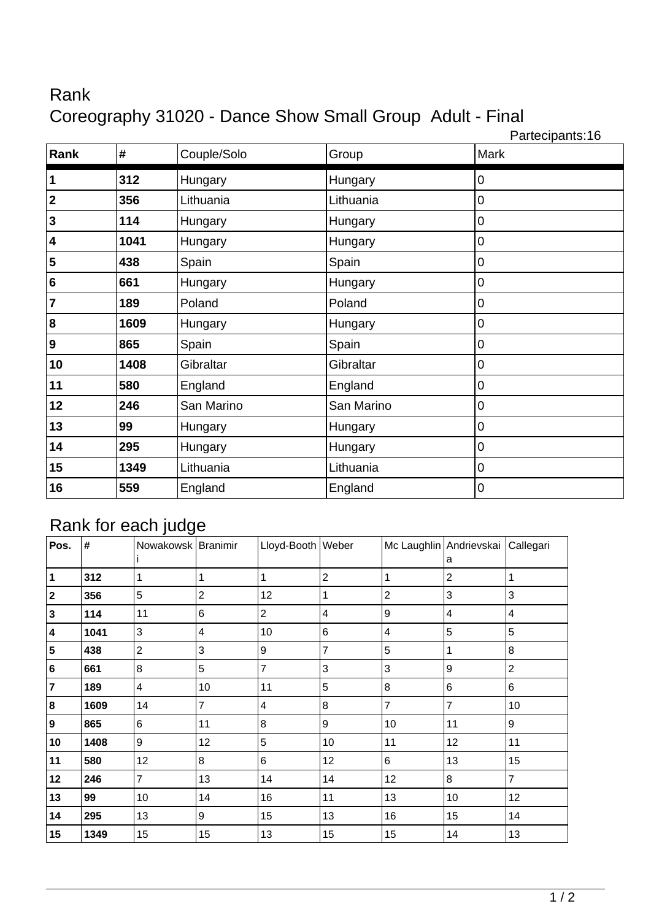# Rank

## Coreography 31020 - Dance Show Small Group  Adult - Final

Partecipants:16

| Rank | # | Couple/Solo | Group | Mark |
|---|---|---|---|---|
| **1** | **312** | Hungary | Hungary | 0 |
| **2** | **356** | Lithuania | Lithuania | 0 |
| **3** | **114** | Hungary | Hungary | 0 |
| **4** | **1041** | Hungary | Hungary | 0 |
| **5** | **438** | Spain | Spain | 0 |
| **6** | **661** | Hungary | Hungary | 0 |
| **7** | **189** | Poland | Poland | 0 |
| **8** | **1609** | Hungary | Hungary | 0 |
| **9** | **865** | Spain | Spain | 0 |
| **10** | **1408** | Gibraltar | Gibraltar | 0 |
| **11** | **580** | England | England | 0 |
| **12** | **246** | San Marino | San Marino | 0 |
| **13** | **99** | Hungary | Hungary | 0 |
| **14** | **295** | Hungary | Hungary | 0 |
| **15** | **1349** | Lithuania | Lithuania | 0 |
| **16** | **559** | England | England | 0 |

## Rank for each judge

| Pos. | # | Nowakowski | Branimir | Lloyd-Booth | Weber | Mc Laughlin | Andrievskaia | Callegari |
|---|---|---|---|---|---|---|---|---|
| **1** | **312** | 1 | 1 | 1 | 2 | 1 | 2 | 1 |
| **2** | **356** | 5 | 2 | 12 | 1 | 2 | 3 | 3 |
| **3** | **114** | 11 | 6 | 2 | 4 | 9 | 4 | 4 |
| **4** | **1041** | 3 | 4 | 10 | 6 | 4 | 5 | 5 |
| **5** | **438** | 2 | 3 | 9 | 7 | 5 | 1 | 8 |
| **6** | **661** | 8 | 5 | 7 | 3 | 3 | 9 | 2 |
| **7** | **189** | 4 | 10 | 11 | 5 | 8 | 6 | 6 |
| **8** | **1609** | 14 | 7 | 4 | 8 | 7 | 7 | 10 |
| **9** | **865** | 6 | 11 | 8 | 9 | 10 | 11 | 9 |
| **10** | **1408** | 9 | 12 | 5 | 10 | 11 | 12 | 11 |
| **11** | **580** | 12 | 8 | 6 | 12 | 6 | 13 | 15 |
| **12** | **246** | 7 | 13 | 14 | 14 | 12 | 8 | 7 |
| **13** | **99** | 10 | 14 | 16 | 11 | 13 | 10 | 12 |
| **14** | **295** | 13 | 9 | 15 | 13 | 16 | 15 | 14 |
| **15** | **1349** | 15 | 15 | 13 | 15 | 15 | 14 | 13 |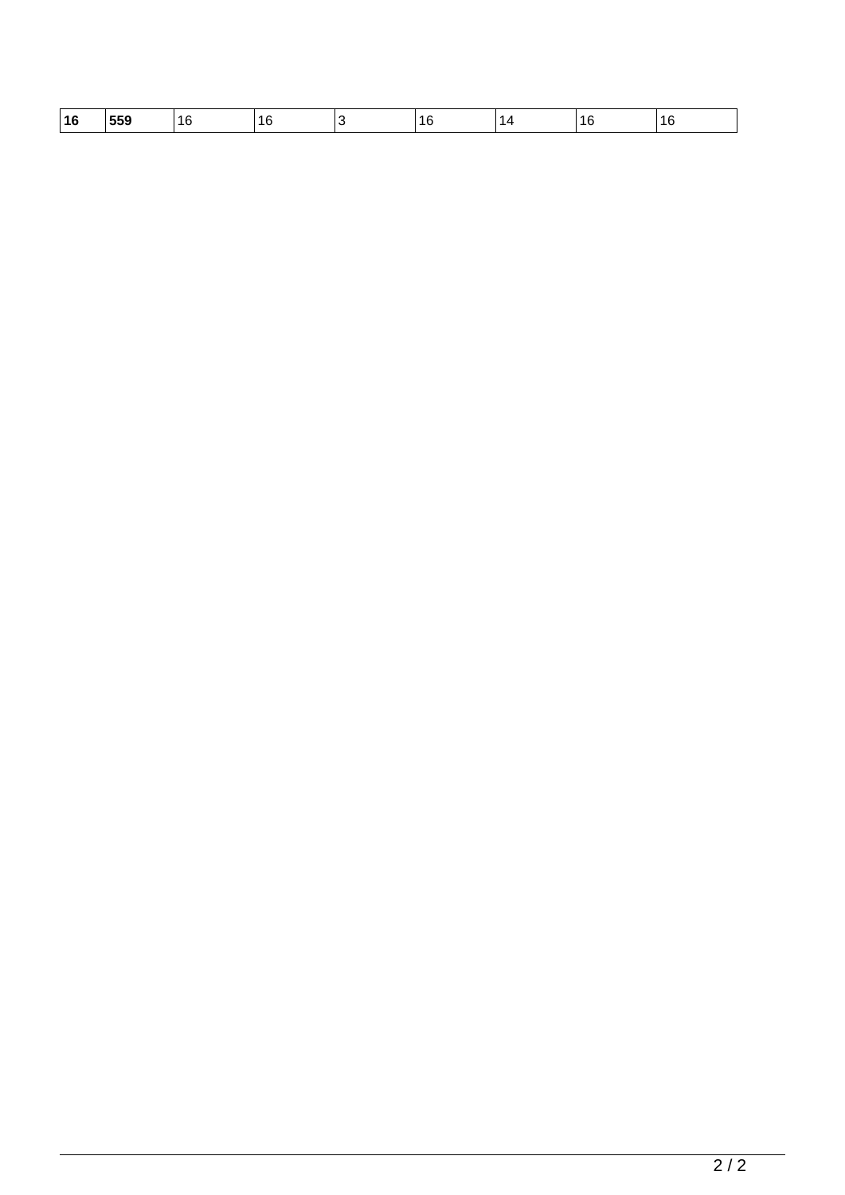| | | | | | | | | |
|---|---|---|---|---|---|---|---|---|
| **16** | **559** | 16 | 16 | 3 | 16 | 14 | 16 | 16 |